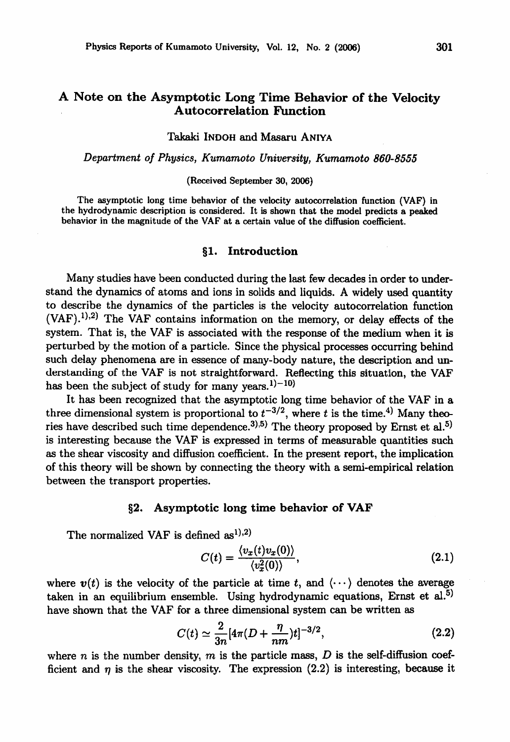# A Note on the Asymptotic Long Time Behavior of the Velocity Autocorrelation Function

Takaki INDOH and Masaru ANIYA

*Department of Physics, Kumamoto University, Kumamoto 860-8555*

(Received September 30, 2006)

The asymptotic long time behavior of the velocity autocorrelation function (VAF) in the hydrodynamic description is considered. It is shown that the model predicts a peaked behavior in the magnitude of the VAF at a certain value of the diffusion coefficient.

## §1. Introduction

Many studies have been conducted during the last few decades in order to understand the dynamics of atoms and ions in solids and liquids. A widely used quantity to describe the dynamics of the particles is the velocity autocorrelation function (VAF).[1),2)] The VAF contains information on the memory, or delay effects of the system. That is, the VAF is associated with the response of the medium when it is perturbed by the motion of a particle. Since the physical processes occurring behind such delay phenomena are in essence of many-body nature, the description and understanding of the VAF is not straightforward. Reflecting this situation, the VAF has been the subject of study for many years.[1)-10)]

It has been recognized that the asymptotic long time behavior of the VAF in a three dimensional system is proportional to $t^{-3/2}$, where $t$ is the time.[4)] Many theories have described such time dependence.[3),5)] The theory proposed by Ernst et al.[5)] is interesting because the VAF is expressed in terms of measurable quantities such as the shear viscosity and diffusion coefficient. In the present report, the implication of this theory will be shown by connecting the theory with a semi-empirical relation between the transport properties.

## §2. Asymptotic long time behavior of VAF

The normalized VAF is defined as[1),2)]

$$C(t) = \frac{\langle v_x(t)v_x(0)\rangle}{\langle v_x^2(0)\rangle}, \tag{2.1}$$

where $\boldsymbol{v}(t)$ is the velocity of the particle at time $t$, and $\langle\cdots\rangle$ denotes the average taken in an equilibrium ensemble. Using hydrodynamic equations, Ernst et al.[5)] have shown that the VAF for a three dimensional system can be written as

$$C(t) \simeq \frac{2}{3n}[4\pi(D + \frac{\eta}{nm})t]^{-3/2}, \tag{2.2}$$

where $n$ is the number density, $m$ is the particle mass, $D$ is the self-diffusion coefficient and $\eta$ is the shear viscosity. The expression (2.2) is interesting, because it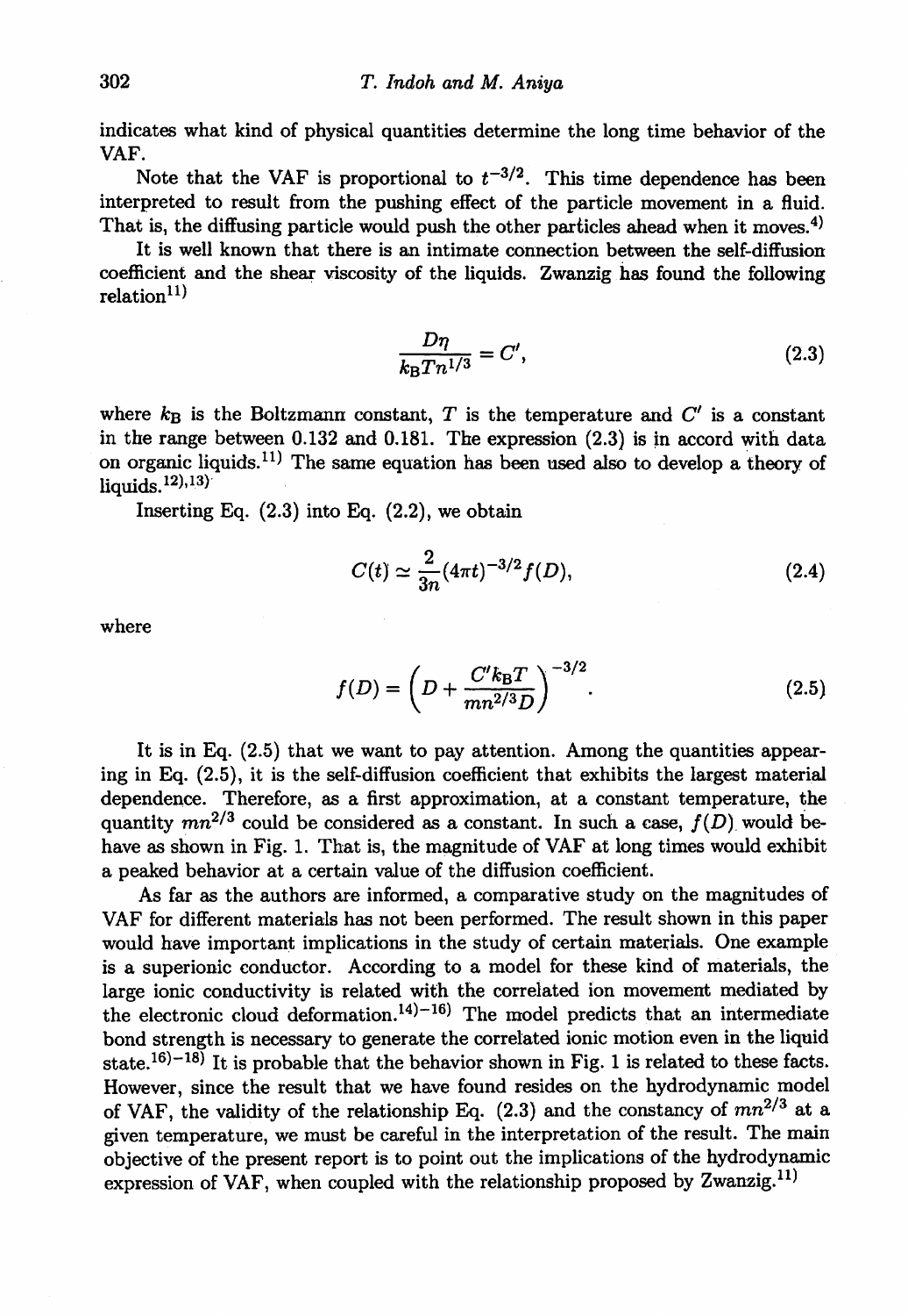indicates what kind of physical quantities determine the long time behavior of the VAF.

Note that the VAF is proportional to $t^{-3/2}$. This time dependence has been interpreted to result from the pushing effect of the particle movement in a fluid. That is, the diffusing particle would push the other particles ahead when it moves.[4]

It is well known that there is an intimate connection between the self-diffusion coefficient and the shear viscosity of the liquids. Zwanzig has found the following relation[11]

$$\frac{D\eta}{k_B T n^{1/3}} = C', \tag{2.3}$$

where $k_B$ is the Boltzmann constant, $T$ is the temperature and $C'$ is a constant in the range between 0.132 and 0.181. The expression (2.3) is in accord with data on organic liquids.[11] The same equation has been used also to develop a theory of liquids.[12),13]

Inserting Eq. (2.3) into Eq. (2.2), we obtain

$$C(t) \simeq \frac{2}{3n}(4\pi t)^{-3/2} f(D), \tag{2.4}$$

where

$$f(D) = \left(D + \frac{C' k_B T}{m n^{2/3} D}\right)^{-3/2}. \tag{2.5}$$

It is in Eq. (2.5) that we want to pay attention. Among the quantities appearing in Eq. (2.5), it is the self-diffusion coefficient that exhibits the largest material dependence. Therefore, as a first approximation, at a constant temperature, the quantity $mn^{2/3}$ could be considered as a constant. In such a case, $f(D)$ would behave as shown in Fig. 1. That is, the magnitude of VAF at long times would exhibit a peaked behavior at a certain value of the diffusion coefficient.

As far as the authors are informed, a comparative study on the magnitudes of VAF for different materials has not been performed. The result shown in this paper would have important implications in the study of certain materials. One example is a superionic conductor. According to a model for these kind of materials, the large ionic conductivity is related with the correlated ion movement mediated by the electronic cloud deformation.[14)-16] The model predicts that an intermediate bond strength is necessary to generate the correlated ionic motion even in the liquid state.[16)-18] It is probable that the behavior shown in Fig. 1 is related to these facts. However, since the result that we have found resides on the hydrodynamic model of VAF, the validity of the relationship Eq. (2.3) and the constancy of $mn^{2/3}$ at a given temperature, we must be careful in the interpretation of the result. The main objective of the present report is to point out the implications of the hydrodynamic expression of VAF, when coupled with the relationship proposed by Zwanzig.[11]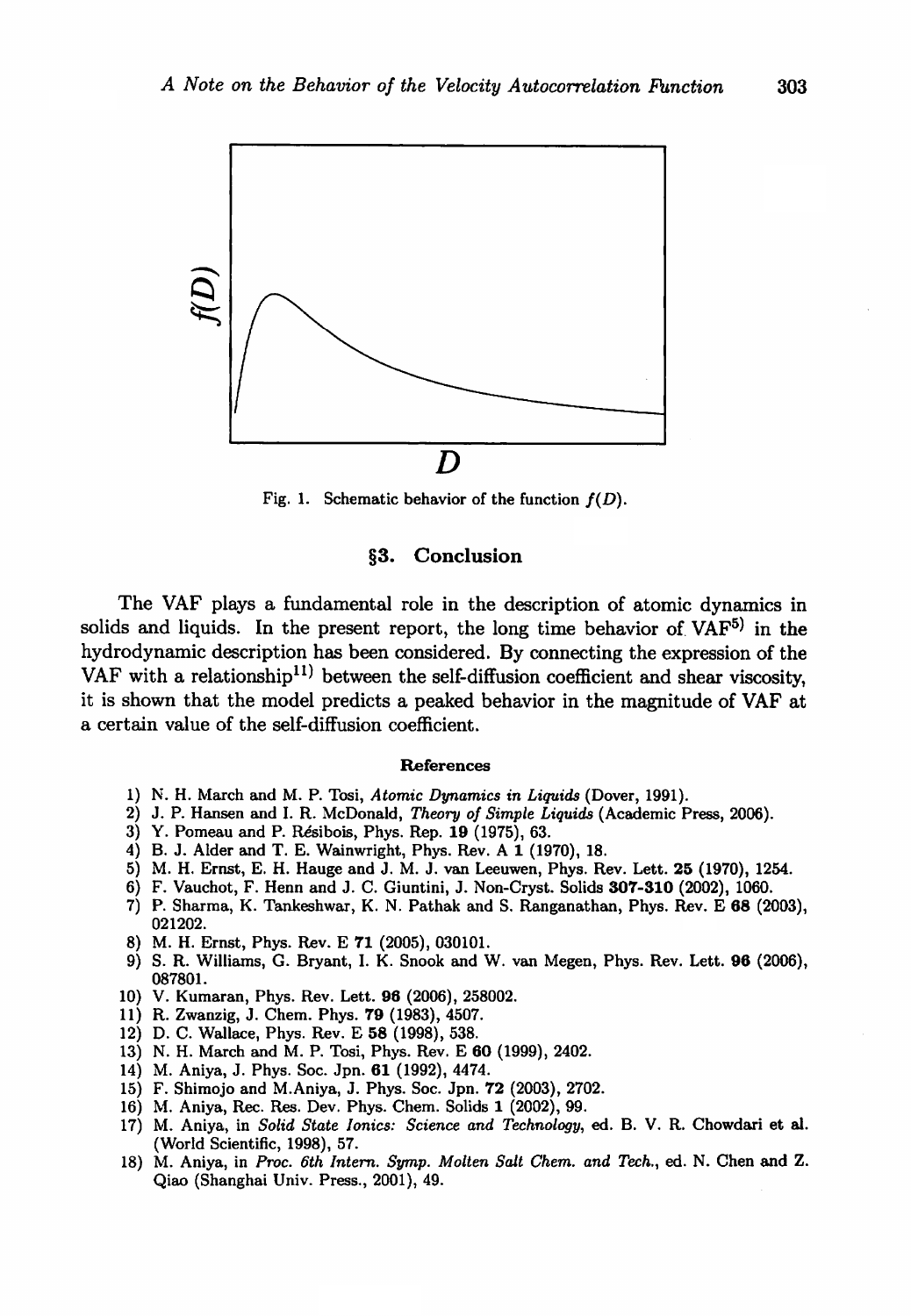$f(D)$

$D$

Fig. 1. Schematic behavior of the function $f(D)$.

## §3. Conclusion

The VAF plays a fundamental role in the description of atomic dynamics in solids and liquids. In the present report, the long time behavior of VAF[5] in the hydrodynamic description has been considered. By connecting the expression of the VAF with a relationship[11] between the self-diffusion coefficient and shear viscosity, it is shown that the model predicts a peaked behavior in the magnitude of VAF at a certain value of the self-diffusion coefficient.

### References

1) N. H. March and M. P. Tosi, *Atomic Dynamics in Liquids* (Dover, 1991).
2) J. P. Hansen and I. R. McDonald, *Theory of Simple Liquids* (Academic Press, 2006).
3) Y. Pomeau and P. Résibois, Phys. Rep. **19** (1975), 63.
4) B. J. Alder and T. E. Wainwright, Phys. Rev. A **1** (1970), 18.
5) M. H. Ernst, E. H. Hauge and J. M. J. van Leeuwen, Phys. Rev. Lett. **25** (1970), 1254.
6) F. Vauchot, F. Henn and J. C. Giuntini, J. Non-Cryst. Solids **307-310** (2002), 1060.
7) P. Sharma, K. Tankeshwar, K. N. Pathak and S. Ranganathan, Phys. Rev. E **68** (2003), 021202.
8) M. H. Ernst, Phys. Rev. E **71** (2005), 030101.
9) S. R. Williams, G. Bryant, I. K. Snook and W. van Megen, Phys. Rev. Lett. **96** (2006), 087801.
10) V. Kumaran, Phys. Rev. Lett. **96** (2006), 258002.
11) R. Zwanzig, J. Chem. Phys. **79** (1983), 4507.
12) D. C. Wallace, Phys. Rev. E **58** (1998), 538.
13) N. H. March and M. P. Tosi, Phys. Rev. E **60** (1999), 2402.
14) M. Aniya, J. Phys. Soc. Jpn. **61** (1992), 4474.
15) F. Shimojo and M.Aniya, J. Phys. Soc. Jpn. **72** (2003), 2702.
16) M. Aniya, Rec. Res. Dev. Phys. Chem. Solids **1** (2002), 99.
17) M. Aniya, in *Solid State Ionics: Science and Technology*, ed. B. V. R. Chowdari et al. (World Scientific, 1998), 57.
18) M. Aniya, in *Proc. 6th Intern. Symp. Molten Salt Chem. and Tech.*, ed. N. Chen and Z. Qiao (Shanghai Univ. Press., 2001), 49.